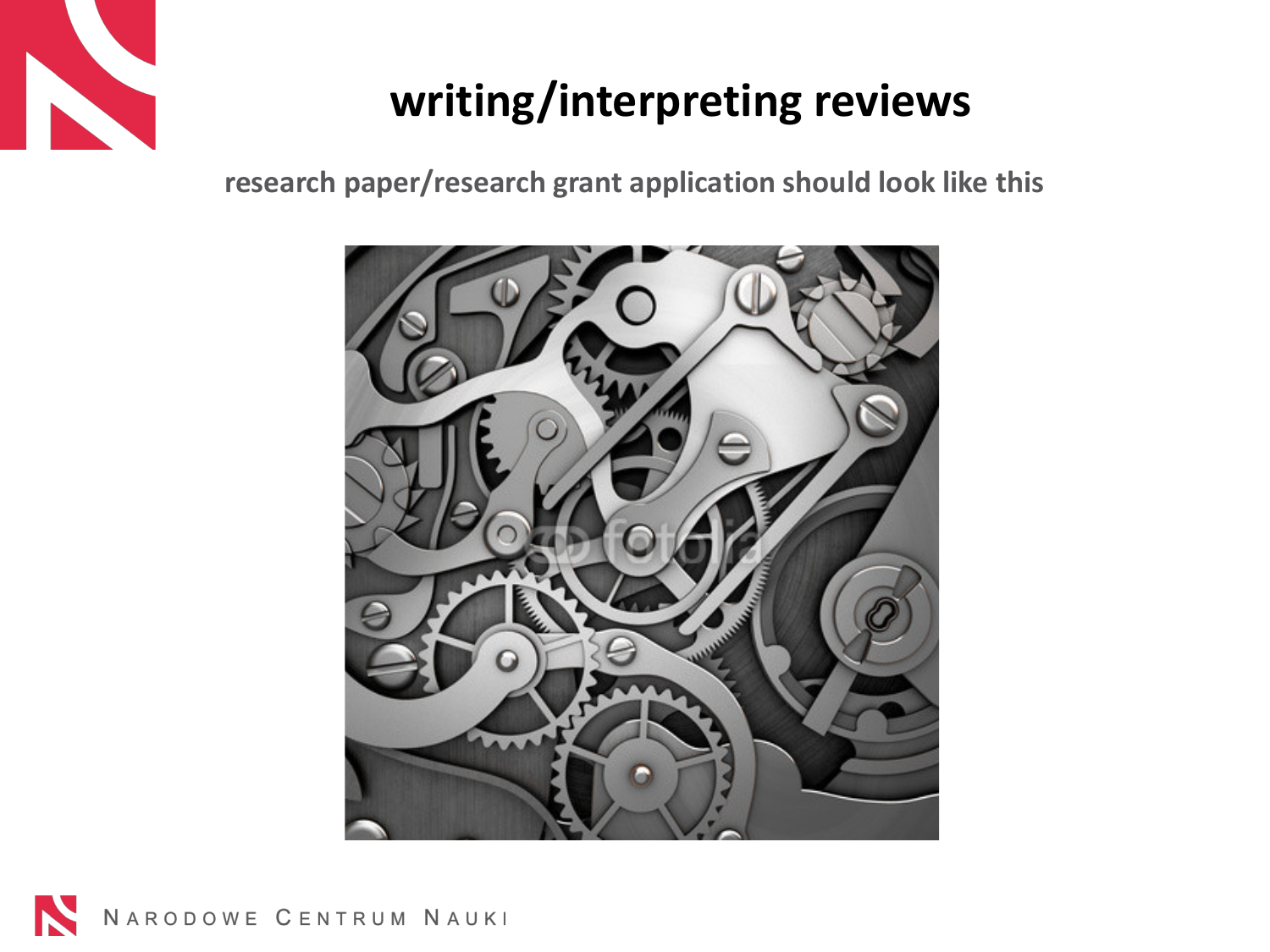# writing/interpreting reviews

**research paper/research grant application should look like this**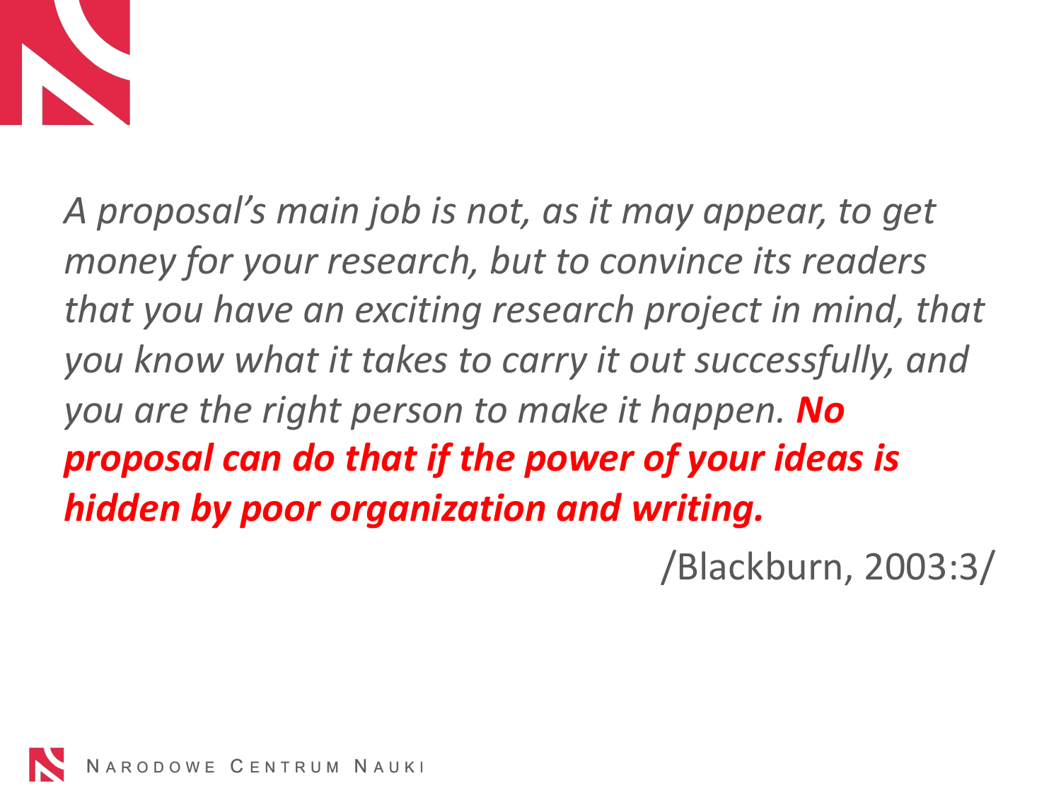*A proposal's main job is not, as it may appear, to get money for your research, but to convince its readers that you have an exciting research project in mind, that you know what it takes to carry it out successfully, and you are the right person to make it happen.* ***No proposal can do that if the power of your ideas is hidden by poor organization and writing.***

/Blackburn, 2003:3/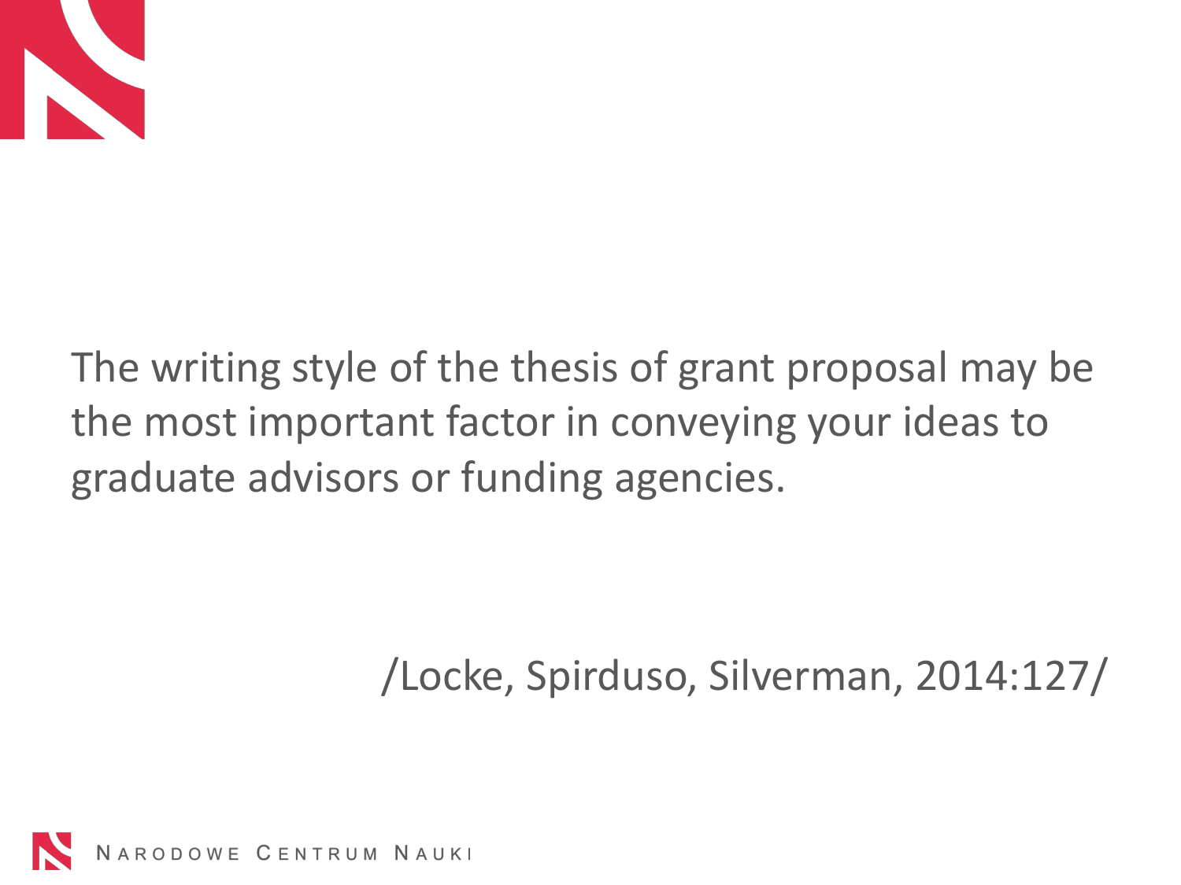The writing style of the thesis of grant proposal may be the most important factor in conveying your ideas to graduate advisors or funding agencies.

/Locke, Spirduso, Silverman, 2014:127/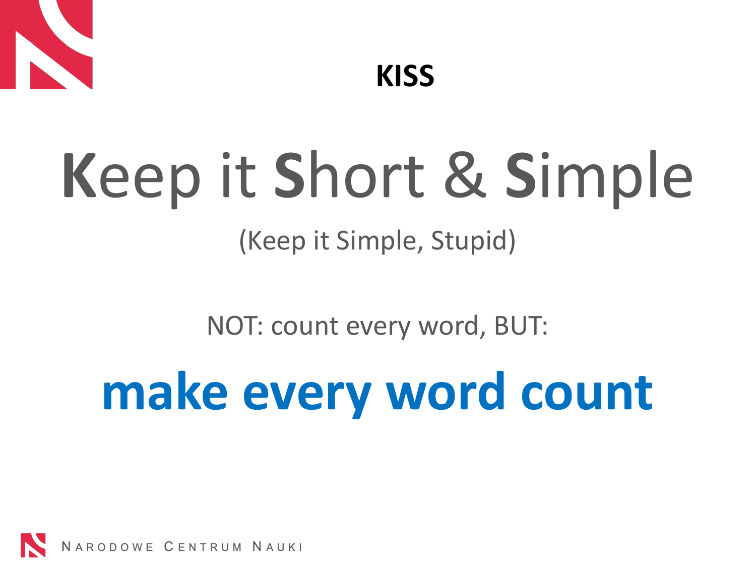# KISS

## **K**eep it **S**hort & **S**imple

(Keep it Simple, Stupid)

NOT: count every word, BUT:

**make every word count**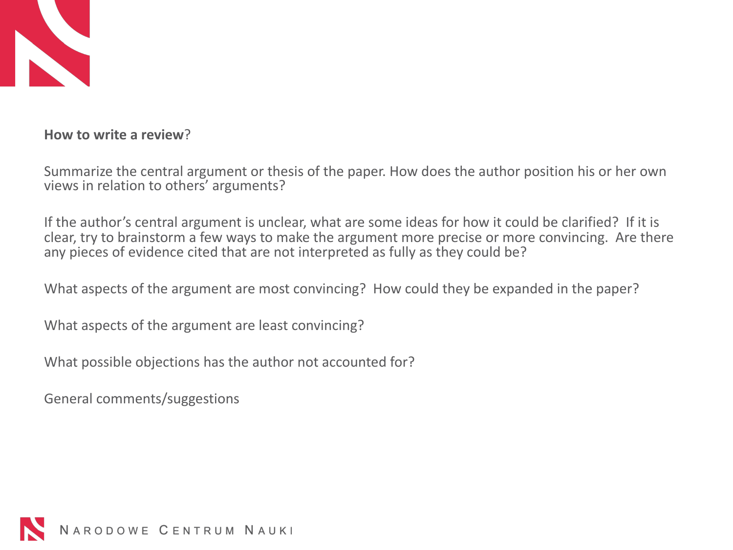**How to write a review**?

Summarize the central argument or thesis of the paper. How does the author position his or her own views in relation to others' arguments?

If the author's central argument is unclear, what are some ideas for how it could be clarified? If it is clear, try to brainstorm a few ways to make the argument more precise or more convincing. Are there any pieces of evidence cited that are not interpreted as fully as they could be?

What aspects of the argument are most convincing? How could they be expanded in the paper?

What aspects of the argument are least convincing?

What possible objections has the author not accounted for?

General comments/suggestions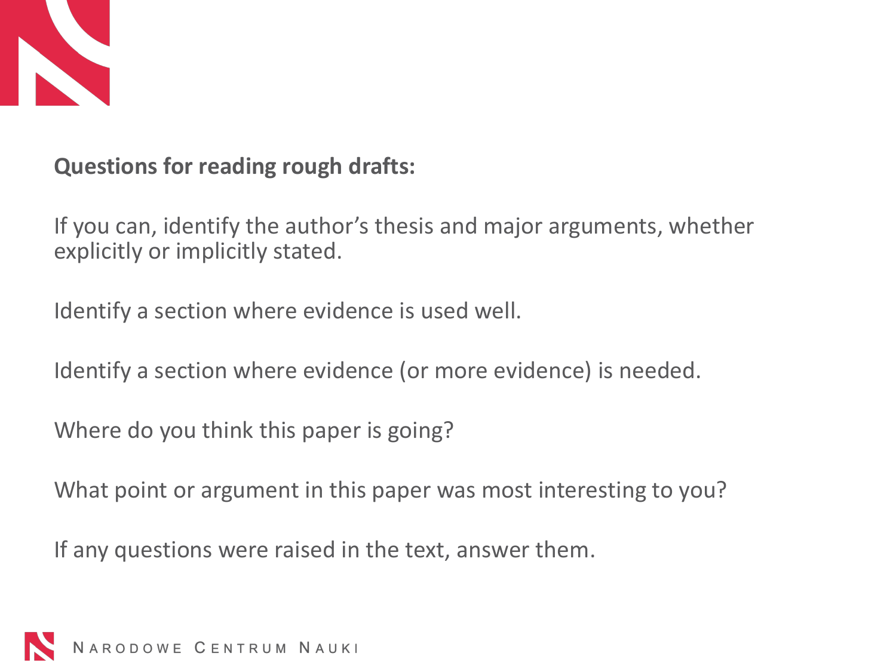**Questions for reading rough drafts:**

If you can, identify the author's thesis and major arguments, whether explicitly or implicitly stated.

Identify a section where evidence is used well.

Identify a section where evidence (or more evidence) is needed.

Where do you think this paper is going?

What point or argument in this paper was most interesting to you?

If any questions were raised in the text, answer them.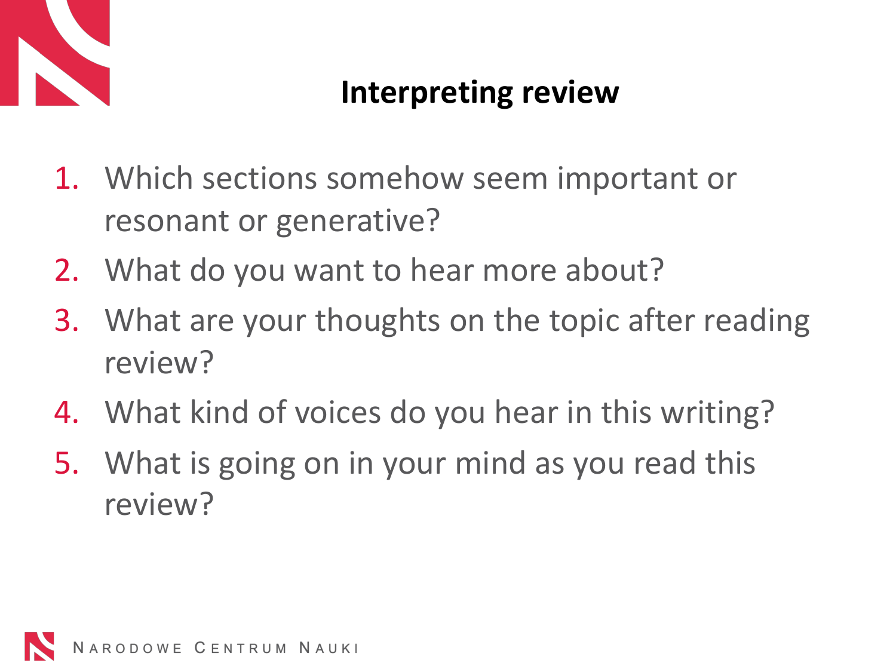# Interpreting review

1. Which sections somehow seem important or resonant or generative?
2. What do you want to hear more about?
3. What are your thoughts on the topic after reading review?
4. What kind of voices do you hear in this writing?
5. What is going on in your mind as you read this review?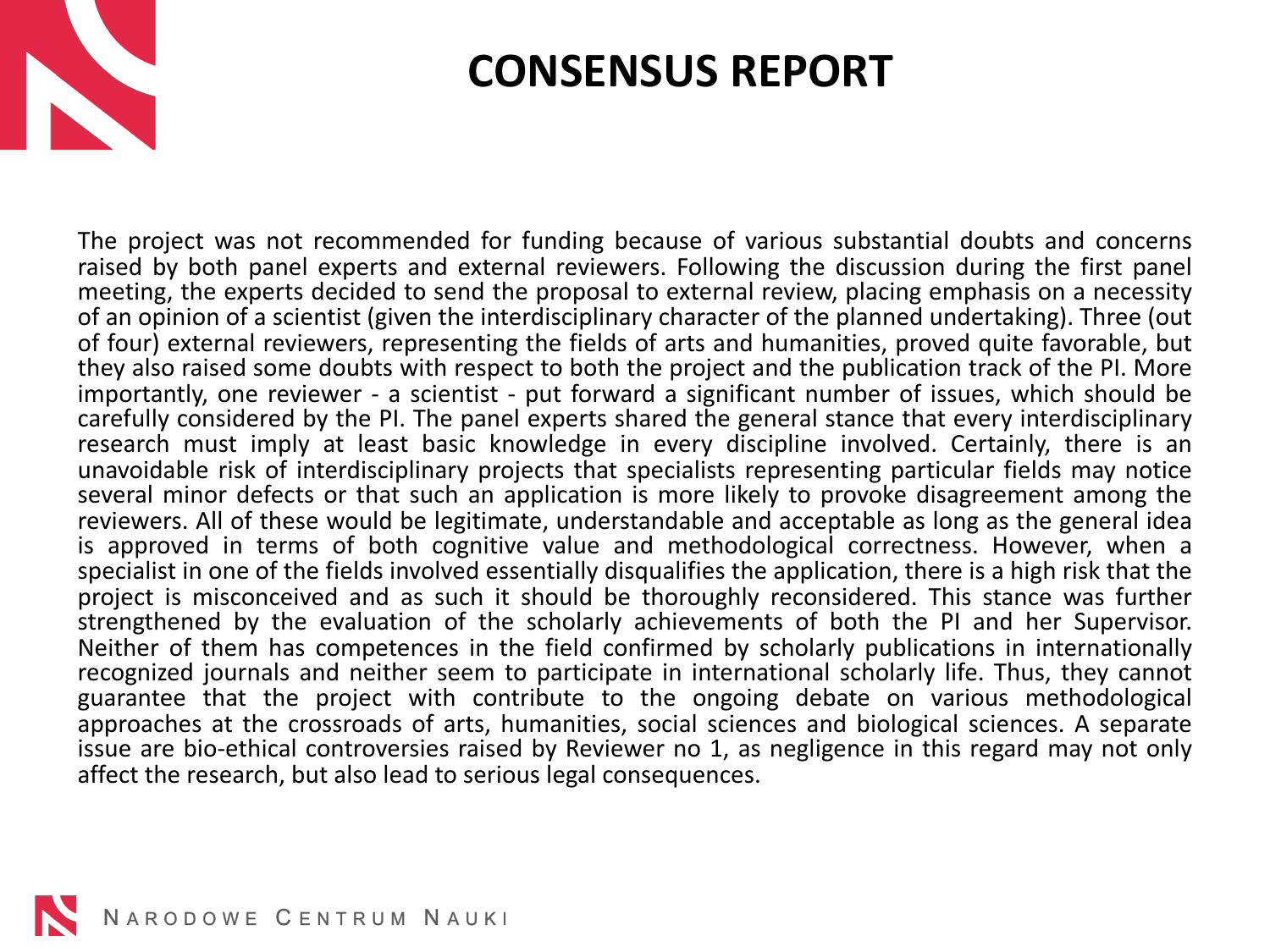# CONSENSUS REPORT

The project was not recommended for funding because of various substantial doubts and concerns raised by both panel experts and external reviewers. Following the discussion during the first panel meeting, the experts decided to send the proposal to external review, placing emphasis on a necessity of an opinion of a scientist (given the interdisciplinary character of the planned undertaking). Three (out of four) external reviewers, representing the fields of arts and humanities, proved quite favorable, but they also raised some doubts with respect to both the project and the publication track of the PI. More importantly, one reviewer - a scientist - put forward a significant number of issues, which should be carefully considered by the PI. The panel experts shared the general stance that every interdisciplinary research must imply at least basic knowledge in every discipline involved. Certainly, there is an unavoidable risk of interdisciplinary projects that specialists representing particular fields may notice several minor defects or that such an application is more likely to provoke disagreement among the reviewers. All of these would be legitimate, understandable and acceptable as long as the general idea is approved in terms of both cognitive value and methodological correctness. However, when a specialist in one of the fields involved essentially disqualifies the application, there is a high risk that the project is misconceived and as such it should be thoroughly reconsidered. This stance was further strengthened by the evaluation of the scholarly achievements of both the PI and her Supervisor. Neither of them has competences in the field confirmed by scholarly publications in internationally recognized journals and neither seem to participate in international scholarly life. Thus, they cannot guarantee that the project with contribute to the ongoing debate on various methodological approaches at the crossroads of arts, humanities, social sciences and biological sciences. A separate issue are bio-ethical controversies raised by Reviewer no 1, as negligence in this regard may not only affect the research, but also lead to serious legal consequences.